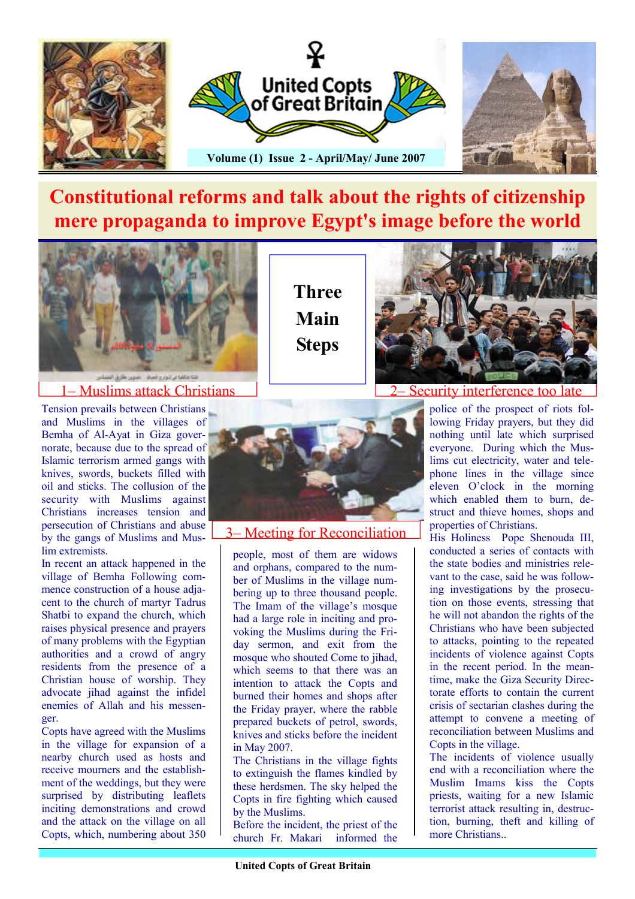United Copts of Great Britain

Volume (1) Issue 2 - April/May/ June 2007

# Constitutional reforms and talk about the rights of citizenship mere propaganda to improve Egypt's image before the world

## Three Main Steps

### 1– Muslims attack Christians

Tension prevails between Christians and Muslims in the villages of Bemha of Al-Ayat in Giza governorate, because due to the spread of Islamic terrorism armed gangs with knives, swords, buckets filled with oil and sticks. The collusion of the security with Muslims against Christians increases tension and persecution of Christians and abuse by the gangs of Muslims and Muslim extremists.

In recent an attack happened in the village of Bemha Following commence construction of a house adjacent to the church of martyr Tadrus Shatbi to expand the church, which raises physical presence and prayers of many problems with the Egyptian authorities and a crowd of angry residents from the presence of a Christian house of worship. They advocate jihad against the infidel enemies of Allah and his messenger.

Copts have agreed with the Muslims in the village for expansion of a nearby church used as hosts and receive mourners and the establishment of the weddings, but they were surprised by distributing leaflets inciting demonstrations and crowd and the attack on the village on all Copts, which, numbering about 350 people, most of them are widows and orphans, compared to the number of Muslims in the village numbering up to three thousand people. The Imam of the village's mosque had a large role in inciting and provoking the Muslims during the Friday sermon, and exit from the mosque who shouted Come to jihad, which seems to that there was an intention to attack the Copts and burned their homes and shops after the Friday prayer, where the rabble prepared buckets of petrol, swords, knives and sticks before the incident in May 2007.

The Christians in the village fights to extinguish the flames kindled by these herdsmen. The sky helped the Copts in fire fighting which caused by the Muslims.

Before the incident, the priest of the church Fr. Makari informed the

### 2– Security interference too late

police of the prospect of riots following Friday prayers, but they did nothing until late which surprised everyone. During which the Muslims cut electricity, water and telephone lines in the village since eleven O'clock in the morning which enabled them to burn, destruct and thieve homes, shops and properties of Christians.

His Holiness Pope Shenouda III, conducted a series of contacts with the state bodies and ministries relevant to the case, said he was following investigations by the prosecution on those events, stressing that he will not abandon the rights of the Christians who have been subjected to attacks, pointing to the repeated incidents of violence against Copts in the recent period. In the meantime, make the Giza Security Directorate efforts to contain the current crisis of sectarian clashes during the attempt to convene a meeting of reconciliation between Muslims and Copts in the village.

### 3– Meeting for Reconciliation

The incidents of violence usually end with a reconciliation where the Muslim Imams kiss the Copts priests, waiting for a new Islamic terrorist attack resulting in, destruction, burning, theft and killing of more Christians..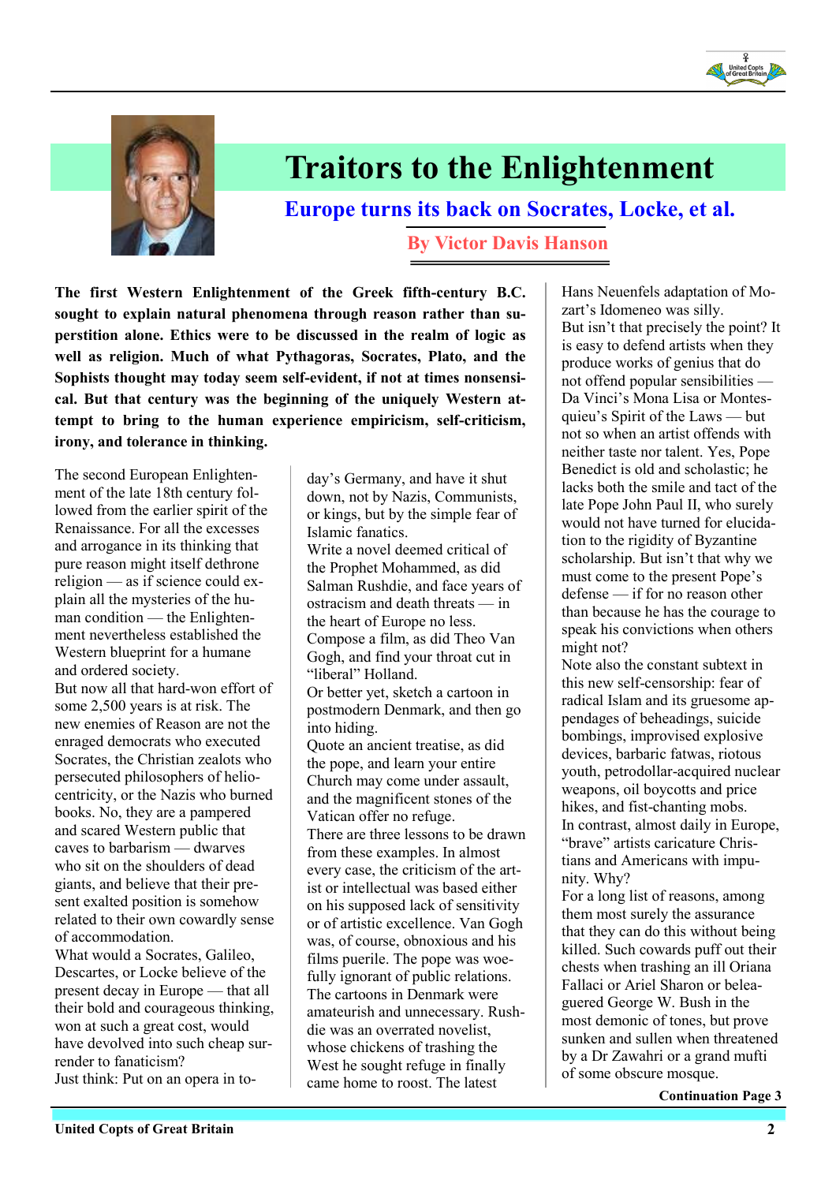# Traitors to the Enlightenment

## Europe turns its back on Socrates, Locke, et al.

### By Victor Davis Hanson

**The first Western Enlightenment of the Greek fifth-century B.C. sought to explain natural phenomena through reason rather than superstition alone. Ethics were to be discussed in the realm of logic as well as religion. Much of what Pythagoras, Socrates, Plato, and the Sophists thought may today seem self-evident, if not at times nonsensical. But that century was the beginning of the uniquely Western attempt to bring to the human experience empiricism, self-criticism, irony, and tolerance in thinking.**

The second European Enlightenment of the late 18th century followed from the earlier spirit of the Renaissance. For all the excesses and arrogance in its thinking that pure reason might itself dethrone religion — as if science could explain all the mysteries of the human condition — the Enlightenment nevertheless established the Western blueprint for a humane and ordered society.

But now all that hard-won effort of some 2,500 years is at risk. The new enemies of Reason are not the enraged democrats who executed Socrates, the Christian zealots who persecuted philosophers of heliocentricity, or the Nazis who burned books. No, they are a pampered and scared Western public that caves to barbarism — dwarves who sit on the shoulders of dead giants, and believe that their present exalted position is somehow related to their own cowardly sense of accommodation.

What would a Socrates, Galileo, Descartes, or Locke believe of the present decay in Europe — that all their bold and courageous thinking, won at such a great cost, would have devolved into such cheap surrender to fanaticism?

Just think: Put on an opera in today's Germany, and have it shut down, not by Nazis, Communists, or kings, but by the simple fear of Islamic fanatics.

Write a novel deemed critical of the Prophet Mohammed, as did Salman Rushdie, and face years of ostracism and death threats — in the heart of Europe no less.

Compose a film, as did Theo Van Gogh, and find your throat cut in "liberal" Holland.

Or better yet, sketch a cartoon in postmodern Denmark, and then go into hiding.

Quote an ancient treatise, as did the pope, and learn your entire Church may come under assault, and the magnificent stones of the Vatican offer no refuge.

There are three lessons to be drawn from these examples. In almost every case, the criticism of the artist or intellectual was based either on his supposed lack of sensitivity or of artistic excellence. Van Gogh was, of course, obnoxious and his films puerile. The pope was woefully ignorant of public relations. The cartoons in Denmark were amateurish and unnecessary. Rushdie was an overrated novelist, whose chickens of trashing the West he sought refuge in finally came home to roost. The latest Hans Neuenfels adaptation of Mozart's Idomeneo was silly.

But isn't that precisely the point? It is easy to defend artists when they produce works of genius that do not offend popular sensibilities — Da Vinci's Mona Lisa or Montesquieu's Spirit of the Laws — but not so when an artist offends with neither taste nor talent. Yes, Pope Benedict is old and scholastic; he lacks both the smile and tact of the late Pope John Paul II, who surely would not have turned for elucidation to the rigidity of Byzantine scholarship. But isn't that why we must come to the present Pope's defense — if for no reason other than because he has the courage to speak his convictions when others might not?

Note also the constant subtext in this new self-censorship: fear of radical Islam and its gruesome appendages of beheadings, suicide bombings, improvised explosive devices, barbaric fatwas, riotous youth, petrodollar-acquired nuclear weapons, oil boycotts and price hikes, and fist-chanting mobs.

In contrast, almost daily in Europe, "brave" artists caricature Christians and Americans with impunity. Why?

For a long list of reasons, among them most surely the assurance that they can do this without being killed. Such cowards puff out their chests when trashing an ill Oriana Fallaci or Ariel Sharon or beleaguered George W. Bush in the most demonic of tones, but prove sunken and sullen when threatened by a Dr Zawahri or a grand mufti of some obscure mosque.

**Continuation Page 3**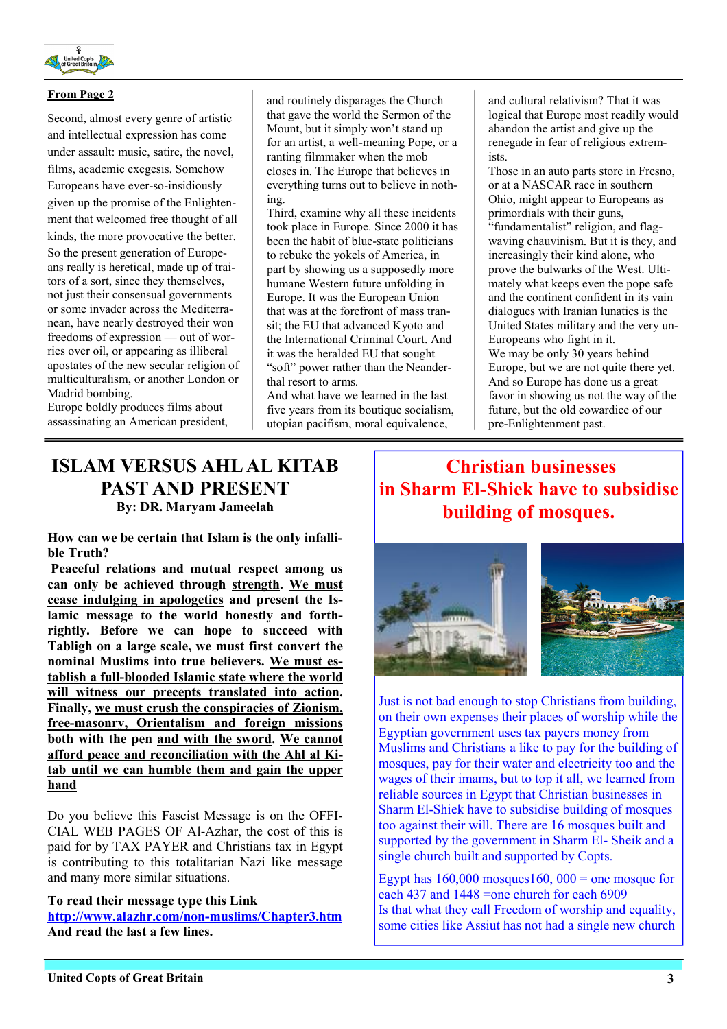**From Page 2**

Second, almost every genre of artistic and intellectual expression has come under assault: music, satire, the novel, films, academic exegesis. Somehow Europeans have ever-so-insidiously given up the promise of the Enlightenment that welcomed free thought of all kinds, the more provocative the better.

So the present generation of Europeans really is heretical, made up of traitors of a sort, since they themselves, not just their consensual governments or some invader across the Mediterranean, have nearly destroyed their won freedoms of expression — out of worries over oil, or appearing as illiberal apostates of the new secular religion of multiculturalism, or another London or Madrid bombing.

Europe boldly produces films about assassinating an American president, and routinely disparages the Church that gave the world the Sermon of the Mount, but it simply won't stand up for an artist, a well-meaning Pope, or a ranting filmmaker when the mob closes in. The Europe that believes in everything turns out to believe in nothing.

Third, examine why all these incidents took place in Europe. Since 2000 it has been the habit of blue-state politicians to rebuke the yokels of America, in part by showing us a supposedly more humane Western future unfolding in Europe. It was the European Union that was at the forefront of mass transit; the EU that advanced Kyoto and the International Criminal Court. And it was the heralded EU that sought "soft" power rather than the Neanderthal resort to arms.

And what have we learned in the last five years from its boutique socialism, utopian pacifism, moral equivalence, and cultural relativism? That it was logical that Europe most readily would abandon the artist and give up the renegade in fear of religious extremists.

Those in an auto parts store in Fresno, or at a NASCAR race in southern Ohio, might appear to Europeans as primordials with their guns, "fundamentalist" religion, and flag-waving chauvinism. But it is they, and increasingly their kind alone, who prove the bulwarks of the West. Ultimately what keeps even the pope safe and the continent confident in its vain dialogues with Iranian lunatics is the United States military and the very un-Europeans who fight in it.

We may be only 30 years behind Europe, but we are not quite there yet. And so Europe has done us a great favor in showing us not the way of the future, but the old cowardice of our pre-Enlightenment past.

---

# ISLAM VERSUS AHL AL KITAB PAST AND PRESENT

**By: DR. Maryam Jameelah**

**How can we be certain that Islam is the only infallible Truth?**

**Peaceful relations and mutual respect among us can only be achieved through <u>strength</u>. <u>We must cease indulging in apologetics</u> and present the Islamic message to the world honestly and forthrightly. Before we can hope to succeed with Tabligh on a large scale, we must first convert the nominal Muslims into true believers. <u>We must establish a full-blooded Islamic state where the world will witness our precepts translated into action</u>. Finally, <u>we must crush the conspiracies of Zionism, free-masonry, Orientalism and foreign missions</u> both with the pen <u>and with the sword</u>. <u>We cannot afford peace and reconciliation with the Ahl al Kitab until we can humble them and gain the upper hand</u>**

Do you believe this Fascist Message is on the OFFICIAL WEB PAGES OF Al-Azhar, the cost of this is paid for by TAX PAYER and Christians tax in Egypt is contributing to this totalitarian Nazi like message and many more similar situations.

**To read their message type this Link**
**<u>http://www.alazhr.com/non-muslims/Chapter3.htm</u>**
**And read the last a few lines.**

---

## Christian businesses in Sharm El-Shiek have to subsidise building of mosques.

Just is not bad enough to stop Christians from building, on their own expenses their places of worship while the Egyptian government uses tax payers money from Muslims and Christians a like to pay for the building of mosques, pay for their water and electricity too and the wages of their imams, but to top it all, we learned from reliable sources in Egypt that Christian businesses in Sharm El-Shiek have to subsidise building of mosques too against their will. There are 16 mosques built and supported by the government in Sharm El- Sheik and a single church built and supported by Copts.

Egypt has 160,000 mosques160, 000 = one mosque for each 437 and 1448 =one church for each 6909
Is that what they call Freedom of worship and equality, some cities like Assiut has not had a single new church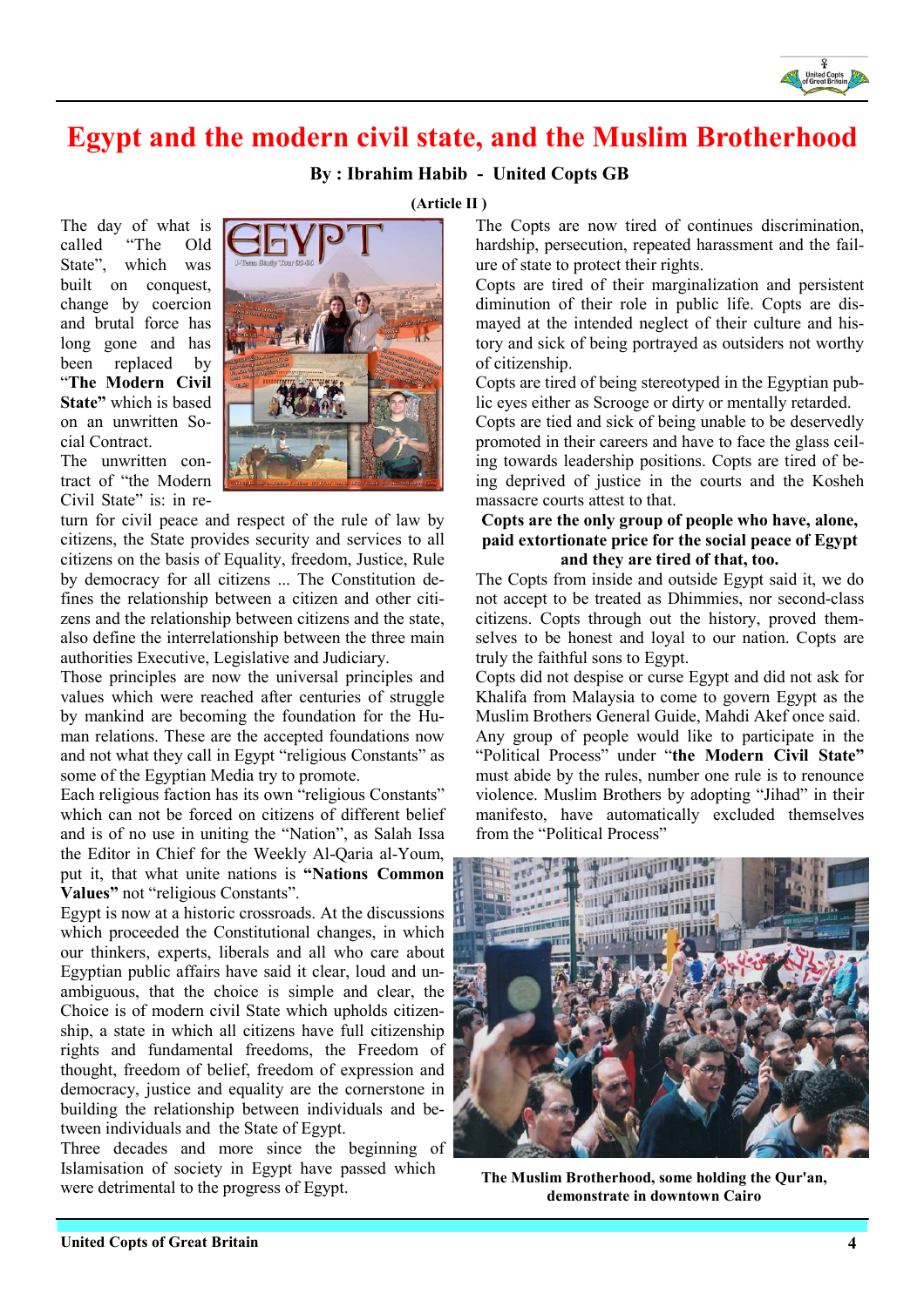# Egypt and the modern civil state, and the Muslim Brotherhood

**By : Ibrahim Habib - United Copts GB**

**(Article II )**

The day of what is called "The Old State", which was built on conquest, change by coercion and brutal force has long gone and has been replaced by "**The Modern Civil State"** which is based on an unwritten Social Contract.

The unwritten contract of "the Modern Civil State" is: in return for civil peace and respect of the rule of law by citizens, the State provides security and services to all citizens on the basis of Equality, freedom, Justice, Rule by democracy for all citizens ... The Constitution defines the relationship between a citizen and other citizens and the relationship between citizens and the state, also define the interrelationship between the three main authorities Executive, Legislative and Judiciary.

Those principles are now the universal principles and values which were reached after centuries of struggle by mankind are becoming the foundation for the Human relations. These are the accepted foundations now and not what they call in Egypt "religious Constants" as some of the Egyptian Media try to promote.

Each religious faction has its own "religious Constants" which can not be forced on citizens of different belief and is of no use in uniting the "Nation", as Salah Issa the Editor in Chief for the Weekly Al-Qaria al-Youm, put it, that what unite nations is **"Nations Common Values"** not "religious Constants".

Egypt is now at a historic crossroads. At the discussions which proceeded the Constitutional changes, in which our thinkers, experts, liberals and all who care about Egyptian public affairs have said it clear, loud and unambiguous, that the choice is simple and clear, the Choice is of modern civil State which upholds citizenship, a state in which all citizens have full citizenship rights and fundamental freedoms, the Freedom of thought, freedom of belief, freedom of expression and democracy, justice and equality are the cornerstone in building the relationship between individuals and between individuals and the State of Egypt.

Three decades and more since the beginning of Islamisation of society in Egypt have passed which were detrimental to the progress of Egypt.

The Copts are now tired of continues discrimination, hardship, persecution, repeated harassment and the failure of state to protect their rights.

Copts are tired of their marginalization and persistent diminution of their role in public life. Copts are dismayed at the intended neglect of their culture and history and sick of being portrayed as outsiders not worthy of citizenship.

Copts are tired of being stereotyped in the Egyptian public eyes either as Scrooge or dirty or mentally retarded.

Copts are tied and sick of being unable to be deservedly promoted in their careers and have to face the glass ceiling towards leadership positions. Copts are tired of being deprived of justice in the courts and the Kosheh massacre courts attest to that.

**Copts are the only group of people who have, alone, paid extortionate price for the social peace of Egypt and they are tired of that, too.**

The Copts from inside and outside Egypt said it, we do not accept to be treated as Dhimmies, nor second-class citizens. Copts through out the history, proved themselves to be honest and loyal to our nation. Copts are truly the faithful sons to Egypt.

Copts did not despise or curse Egypt and did not ask for Khalifa from Malaysia to come to govern Egypt as the Muslim Brothers General Guide, Mahdi Akef once said.

Any group of people would like to participate in the "Political Process" under "**the Modern Civil State"** must abide by the rules, number one rule is to renounce violence. Muslim Brothers by adopting "Jihad" in their manifesto, have automatically excluded themselves from the "Political Process"

**The Muslim Brotherhood, some holding the Qur'an, demonstrate in downtown Cairo**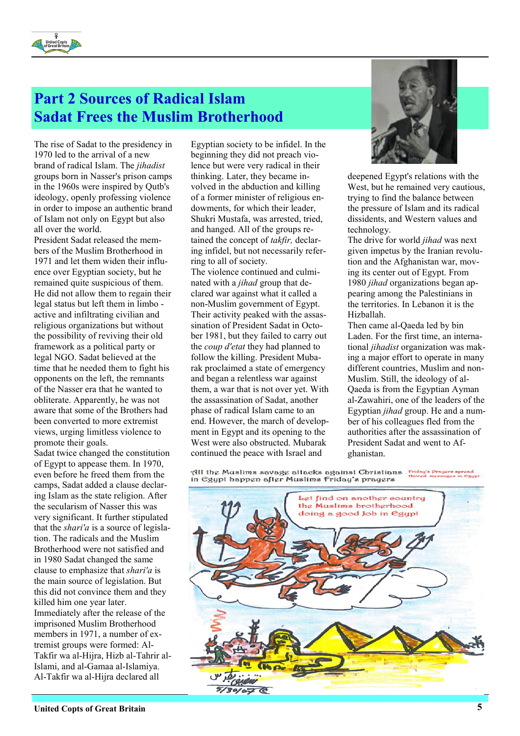# Part 2 Sources of Radical Islam
# Sadat Frees the Muslim Brotherhood

The rise of Sadat to the presidency in 1970 led to the arrival of a new brand of radical Islam. The *jihadist* groups born in Nasser's prison camps in the 1960s were inspired by Qutb's ideology, openly professing violence in order to impose an authentic brand of Islam not only on Egypt but also all over the world.

President Sadat released the members of the Muslim Brotherhood in 1971 and let them widen their influence over Egyptian society, but he remained quite suspicious of them. He did not allow them to regain their legal status but left them in limbo - active and infiltrating civilian and religious organizations but without the possibility of reviving their old framework as a political party or legal NGO. Sadat believed at the time that he needed them to fight his opponents on the left, the remnants of the Nasser era that he wanted to obliterate. Apparently, he was not aware that some of the Brothers had been converted to more extremist views, urging limitless violence to promote their goals.

Sadat twice changed the constitution of Egypt to appease them. In 1970, even before he freed them from the camps, Sadat added a clause declaring Islam as the state religion. After the secularism of Nasser this was very significant. It further stipulated that the *shari'a* is a source of legislation. The radicals and the Muslim Brotherhood were not satisfied and in 1980 Sadat changed the same clause to emphasize that *shari'a* is the main source of legislation. But this did not convince them and they killed him one year later.

Immediately after the release of the imprisoned Muslim Brotherhood members in 1971, a number of extremist groups were formed: Al-Takfir wa al-Hijra, Hizb al-Tahrir al-Islami, and al-Gamaa al-Islamiya. Al-Takfir wa al-Hijra declared all Egyptian society to be infidel. In the beginning they did not preach violence but were very radical in their thinking. Later, they became involved in the abduction and killing of a former minister of religious endowments, for which their leader, Shukri Mustafa, was arrested, tried, and hanged. All of the groups retained the concept of *takfir,* declaring infidel, but not necessarily referring to all of society.

The violence continued and culminated with a *jihad* group that declared war against what it called a non-Muslim government of Egypt. Their activity peaked with the assassination of President Sadat in October 1981, but they failed to carry out the *coup d'etat* they had planned to follow the killing. President Mubarak proclaimed a state of emergency and began a relentless war against them, a war that is not over yet. With the assassination of Sadat, another phase of radical Islam came to an end. However, the march of development in Egypt and its opening to the West were also obstructed. Mubarak continued the peace with Israel and deepened Egypt's relations with the West, but he remained very cautious, trying to find the balance between the pressure of Islam and its radical dissidents, and Western values and technology.

The drive for world *jihad* was next given impetus by the Iranian revolution and the Afghanistan war, moving its center out of Egypt. From 1980 *jihad* organizations began appearing among the Palestinians in the territories. In Lebanon it is the Hizballah.

Then came al-Qaeda led by bin Laden. For the first time, an international *jihadist* organization was making a major effort to operate in many different countries, Muslim and non-Muslim. Still, the ideology of al-Qaeda is from the Egyptian Ayman al-Zawahiri, one of the leaders of the Egyptian *jihad* group. He and a number of his colleagues fled from the authorities after the assassination of President Sadat and went to Afghanistan.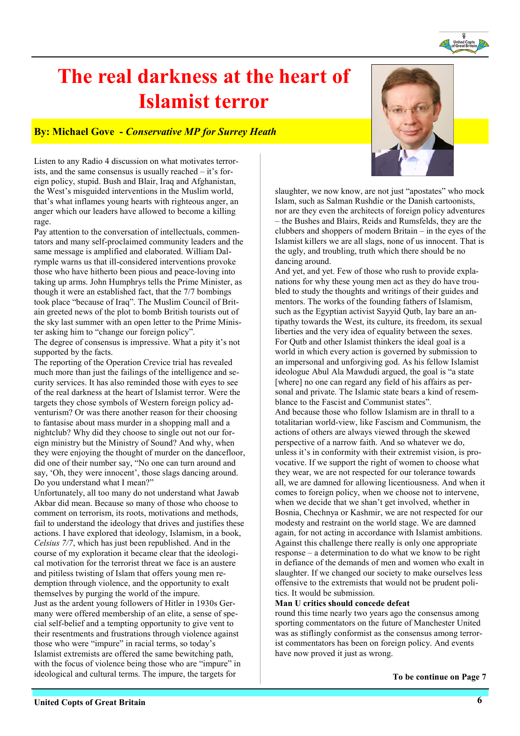# The real darkness at the heart of Islamist terror

**By: Michael Gove - *Conservative MP for Surrey Heath***

Listen to any Radio 4 discussion on what motivates terrorists, and the same consensus is usually reached – it's foreign policy, stupid. Bush and Blair, Iraq and Afghanistan, the West's misguided interventions in the Muslim world, that's what inflames young hearts with righteous anger, an anger which our leaders have allowed to become a killing rage.

Pay attention to the conversation of intellectuals, commentators and many self-proclaimed community leaders and the same message is amplified and elaborated. William Dalrymple warns us that ill-considered interventions provoke those who have hitherto been pious and peace-loving into taking up arms. John Humphrys tells the Prime Minister, as though it were an established fact, that the 7/7 bombings took place "because of Iraq". The Muslim Council of Britain greeted news of the plot to bomb British tourists out of the sky last summer with an open letter to the Prime Minister asking him to "change our foreign policy".

The degree of consensus is impressive. What a pity it's not supported by the facts.

The reporting of the Operation Crevice trial has revealed much more than just the failings of the intelligence and security services. It has also reminded those with eyes to see of the real darkness at the heart of Islamist terror. Were the targets they chose symbols of Western foreign policy adventurism? Or was there another reason for their choosing to fantasise about mass murder in a shopping mall and a nightclub? Why did they choose to single out not our foreign ministry but the Ministry of Sound? And why, when they were enjoying the thought of murder on the dancefloor, did one of their number say, "No one can turn around and say, 'Oh, they were innocent', those slags dancing around. Do you understand what I mean?"

Unfortunately, all too many do not understand what Jawab Akbar did mean. Because so many of those who choose to comment on terrorism, its roots, motivations and methods, fail to understand the ideology that drives and justifies these actions. I have explored that ideology, Islamism, in a book, *Celsius 7/7*, which has just been republished. And in the course of my exploration it became clear that the ideological motivation for the terrorist threat we face is an austere and pitiless twisting of Islam that offers young men redemption through violence, and the opportunity to exalt themselves by purging the world of the impure.

Just as the ardent young followers of Hitler in 1930s Germany were offered membership of an elite, a sense of special self-belief and a tempting opportunity to give vent to their resentments and frustrations through violence against those who were "impure" in racial terms, so today's Islamist extremists are offered the same bewitching path, with the focus of violence being those who are "impure" in ideological and cultural terms. The impure, the targets for slaughter, we now know, are not just "apostates" who mock Islam, such as Salman Rushdie or the Danish cartoonists, nor are they even the architects of foreign policy adventures – the Bushes and Blairs, Reids and Rumsfelds, they are the clubbers and shoppers of modern Britain – in the eyes of the Islamist killers we are all slags, none of us innocent. That is the ugly, and troubling, truth which there should be no dancing around.

And yet, and yet. Few of those who rush to provide explanations for why these young men act as they do have troubled to study the thoughts and writings of their guides and mentors. The works of the founding fathers of Islamism, such as the Egyptian activist Sayyid Qutb, lay bare an antipathy towards the West, its culture, its freedom, its sexual liberties and the very idea of equality between the sexes. For Qutb and other Islamist thinkers the ideal goal is a world in which every action is governed by submission to an impersonal and unforgiving god. As his fellow Islamist ideologue Abul Ala Mawdudi argued, the goal is "a state [where] no one can regard any field of his affairs as personal and private. The Islamic state bears a kind of resemblance to the Fascist and Communist states".

And because those who follow Islamism are in thrall to a totalitarian world-view, like Fascism and Communism, the actions of others are always viewed through the skewed perspective of a narrow faith. And so whatever we do, unless it's in conformity with their extremist vision, is provocative. If we support the right of women to choose what they wear, we are not respected for our tolerance towards all, we are damned for allowing licentiousness. And when it comes to foreign policy, when we choose not to intervene, when we decide that we shan't get involved, whether in Bosnia, Chechnya or Kashmir, we are not respected for our modesty and restraint on the world stage. We are damned again, for not acting in accordance with Islamist ambitions.

Against this challenge there really is only one appropriate response – a determination to do what we know to be right in defiance of the demands of men and women who exalt in slaughter. If we changed our society to make ourselves less offensive to the extremists that would not be prudent politics. It would be submission.

**Man U critics should concede defeat**

round this time nearly two years ago the consensus among sporting commentators on the future of Manchester United was as stiflingly conformist as the consensus among terrorist commentators has been on foreign policy. And events have now proved it just as wrong.

**To be continue on Page 7**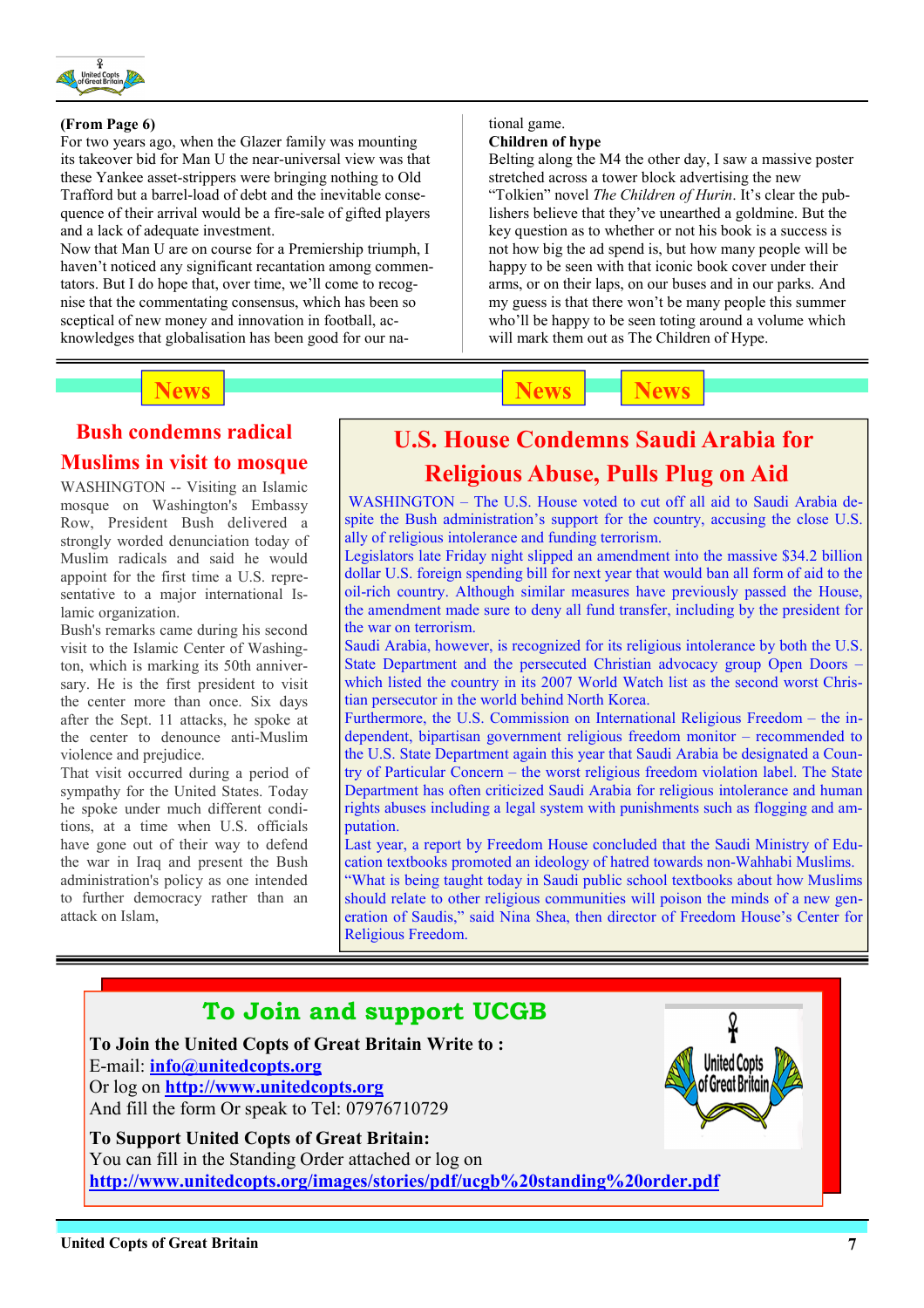**(From Page 6)**

For two years ago, when the Glazer family was mounting its takeover bid for Man U the near-universal view was that these Yankee asset-strippers were bringing nothing to Old Trafford but a barrel-load of debt and the inevitable consequence of their arrival would be a fire-sale of gifted players and a lack of adequate investment.

Now that Man U are on course for a Premiership triumph, I haven't noticed any significant recantation among commentators. But I do hope that, over time, we'll come to recognise that the commentating consensus, which has been so sceptical of new money and innovation in football, acknowledges that globalisation has been good for our national game.

**Children of hype**

Belting along the M4 the other day, I saw a massive poster stretched across a tower block advertising the new "Tolkien" novel *The Children of Hurin*. It's clear the publishers believe that they've unearthed a goldmine. But the key question as to whether or not his book is a success is not how big the ad spend is, but how many people will be happy to be seen with that iconic book cover under their arms, or on their laps, on our buses and in our parks. And my guess is that there won't be many people this summer who'll be happy to be seen toting around a volume which will mark them out as The Children of Hype.

News

## Bush condemns radical Muslims in visit to mosque

WASHINGTON -- Visiting an Islamic mosque on Washington's Embassy Row, President Bush delivered a strongly worded denunciation today of Muslim radicals and said he would appoint for the first time a U.S. representative to a major international Islamic organization.

Bush's remarks came during his second visit to the Islamic Center of Washington, which is marking its 50th anniversary. He is the first president to visit the center more than once. Six days after the Sept. 11 attacks, he spoke at the center to denounce anti-Muslim violence and prejudice.

That visit occurred during a period of sympathy for the United States. Today he spoke under much different conditions, at a time when U.S. officials have gone out of their way to defend the war in Iraq and present the Bush administration's policy as one intended to further democracy rather than an attack on Islam,

News News

## U.S. House Condemns Saudi Arabia for Religious Abuse, Pulls Plug on Aid

WASHINGTON – The U.S. House voted to cut off all aid to Saudi Arabia despite the Bush administration's support for the country, accusing the close U.S. ally of religious intolerance and funding terrorism.

Legislators late Friday night slipped an amendment into the massive $34.2 billion dollar U.S. foreign spending bill for next year that would ban all form of aid to the oil-rich country. Although similar measures have previously passed the House, the amendment made sure to deny all fund transfer, including by the president for the war on terrorism.

Saudi Arabia, however, is recognized for its religious intolerance by both the U.S. State Department and the persecuted Christian advocacy group Open Doors – which listed the country in its 2007 World Watch list as the second worst Christian persecutor in the world behind North Korea.

Furthermore, the U.S. Commission on International Religious Freedom – the independent, bipartisan government religious freedom monitor – recommended to the U.S. State Department again this year that Saudi Arabia be designated a Country of Particular Concern – the worst religious freedom violation label. The State Department has often criticized Saudi Arabia for religious intolerance and human rights abuses including a legal system with punishments such as flogging and amputation.

Last year, a report by Freedom House concluded that the Saudi Ministry of Education textbooks promoted an ideology of hatred towards non-Wahhabi Muslims. "What is being taught today in Saudi public school textbooks about how Muslims should relate to other religious communities will poison the minds of a new generation of Saudis," said Nina Shea, then director of Freedom House's Center for Religious Freedom.

## To Join and support UCGB

**To Join the United Copts of Great Britain Write to :**

E-mail: **info@unitedcopts.org**

Or log on **http://www.unitedcopts.org**

And fill the form Or speak to Tel: 07976710729

**To Support United Copts of Great Britain:**

You can fill in the Standing Order attached or log on

**http://www.unitedcopts.org/images/stories/pdf/ucgb%20standing%20order.pdf**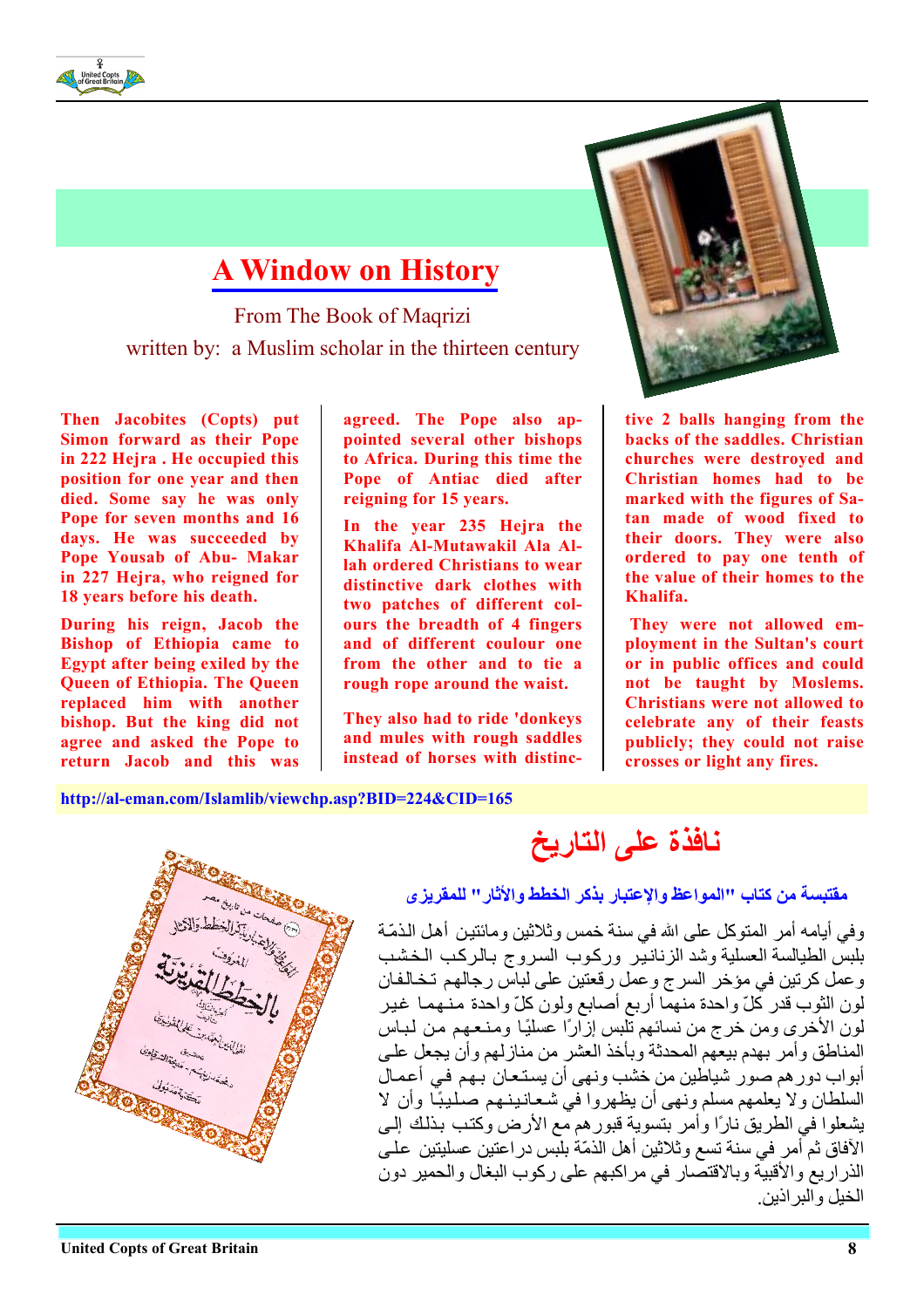# A Window on History

From The Book of Maqrizi

written by: a Muslim scholar in the thirteen century

**Then Jacobites (Copts) put Simon forward as their Pope in 222 Hejra . He occupied this position for one year and then died. Some say he was only Pope for seven months and 16 days. He was succeeded by Pope Yousab of Abu- Makar in 227 Hejra, who reigned for 18 years before his death.**

**During his reign, Jacob the Bishop of Ethiopia came to Egypt after being exiled by the Queen of Ethiopia. The Queen replaced him with another bishop. But the king did not agree and asked the Pope to return Jacob and this was agreed. The Pope also appointed several other bishops to Africa. During this time the Pope of Antiac died after reigning for 15 years.**

**In the year 235 Hejra the Khalifa Al-Mutawakil Ala Allah ordered Christians to wear distinctive dark clothes with two patches of different colours the breadth of 4 fingers and of different coulour one from the other and to tie a rough rope around the waist.**

**They also had to ride 'donkeys and mules with rough saddles instead of horses with distinctive 2 balls hanging from the backs of the saddles. Christian churches were destroyed and Christian homes had to be marked with the figures of Satan made of wood fixed to their doors. They were also ordered to pay one tenth of the value of their homes to the Khalifa.**

**They were not allowed employment in the Sultan's court or in public offices and could not be taught by Moslems. Christians were not allowed to celebrate any of their feasts publicly; they could not raise crosses or light any fires.**

**http://al-eman.com/Islamlib/viewchp.asp?BID=224&CID=165**

# نافذة على التاريخ

**مقتبسة من كتاب "المواعظ والإعتبار بذكر الخطط والآثار" للمقريزى**

وفي أيامه أمر المتوكل على الله في سنة خمس وثلاثين ومائتين أهل الذمّة بلبس الطيالسة العسلية وشد الزنانير وركوب السروج بالركب الخشب وعمل كرتين في مؤخر السرج وعمل رقعتين على لباس رجالهم تخالفان لون الثوب قدر كلّ واحدة منهما أربع أصابع ولون كلّ واحدة منهما غير لون الأخرى ومن خرج من نسائهم تلبس إزارًا عسليًا ومنعهم من لباس المناطق وأمر بهدم بيعهم المحدثة وبأخذ العشر من منازلهم وأن يجعل على أبواب دورهم صور شياطين من خشب ونهى أن يستعان بهم في أعمال السلطان ولا يعلمهم مسلم ونهى أن يظهروا في شعانينهم صليبًا وأن لا يشعلوا في الطريق نارًا وأمر بتسوية قبورهم مع الأرض وكتب بذلك إلى الآفاق ثم أمر في سنة تسع وثلاثين أهل الذمّة بلبس دراعتين عسليتين على الذراريع والأقبية وبالاقتصار في مراكبهم على ركوب البغال والحمير دون الخيل والبراذين.